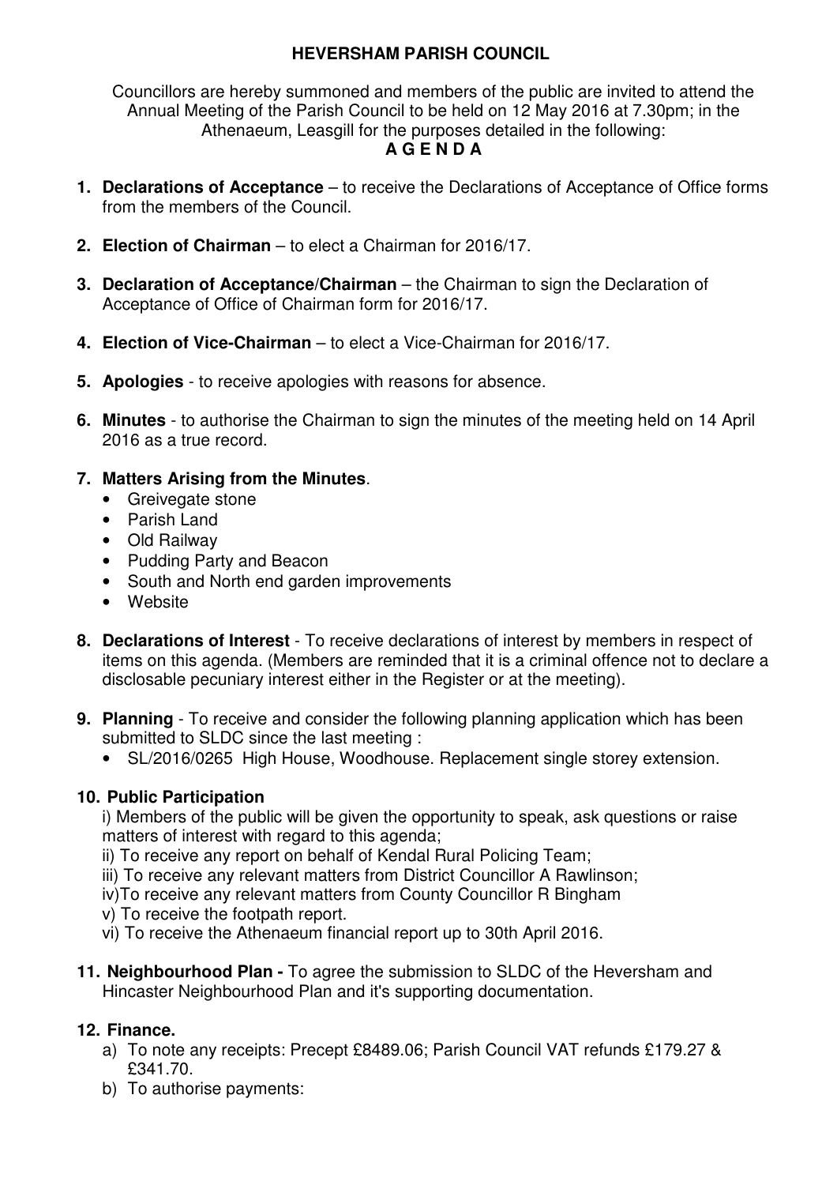# HEVERSHAM PARISH COUNCIL

Councillors are hereby summoned and members of the public are invited to attend the Annual Meeting of the Parish Council to be held on 12 May 2016 at 7.30pm; in the Athenaeum, Leasgill for the purposes detailed in the following:

**A G E N D A**

1. **Declarations of Acceptance** – to receive the Declarations of Acceptance of Office forms from the members of the Council.

2. **Election of Chairman** – to elect a Chairman for 2016/17.

3. **Declaration of Acceptance/Chairman** – the Chairman to sign the Declaration of Acceptance of Office of Chairman form for 2016/17.

4. **Election of Vice-Chairman** – to elect a Vice-Chairman for 2016/17.

5. **Apologies** - to receive apologies with reasons for absence.

6. **Minutes** - to authorise the Chairman to sign the minutes of the meeting held on 14 April 2016 as a true record.

7. **Matters Arising from the Minutes**.
   - Greivegate stone
   - Parish Land
   - Old Railway
   - Pudding Party and Beacon
   - South and North end garden improvements
   - Website

8. **Declarations of Interest** - To receive declarations of interest by members in respect of items on this agenda. (Members are reminded that it is a criminal offence not to declare a disclosable pecuniary interest either in the Register or at the meeting).

9. **Planning** - To receive and consider the following planning application which has been submitted to SLDC since the last meeting :
   - SL/2016/0265 High House, Woodhouse. Replacement single storey extension.

10. **Public Participation**

    i) Members of the public will be given the opportunity to speak, ask questions or raise matters of interest with regard to this agenda;
    ii) To receive any report on behalf of Kendal Rural Policing Team;
    iii) To receive any relevant matters from District Councillor A Rawlinson;
    iv)To receive any relevant matters from County Councillor R Bingham
    v) To receive the footpath report.
    vi) To receive the Athenaeum financial report up to 30th April 2016.

11. **Neighbourhood Plan -** To agree the submission to SLDC of the Heversham and Hincaster Neighbourhood Plan and it's supporting documentation.

12. **Finance.**
    a) To note any receipts: Precept £8489.06; Parish Council VAT refunds £179.27 & £341.70.
    b) To authorise payments: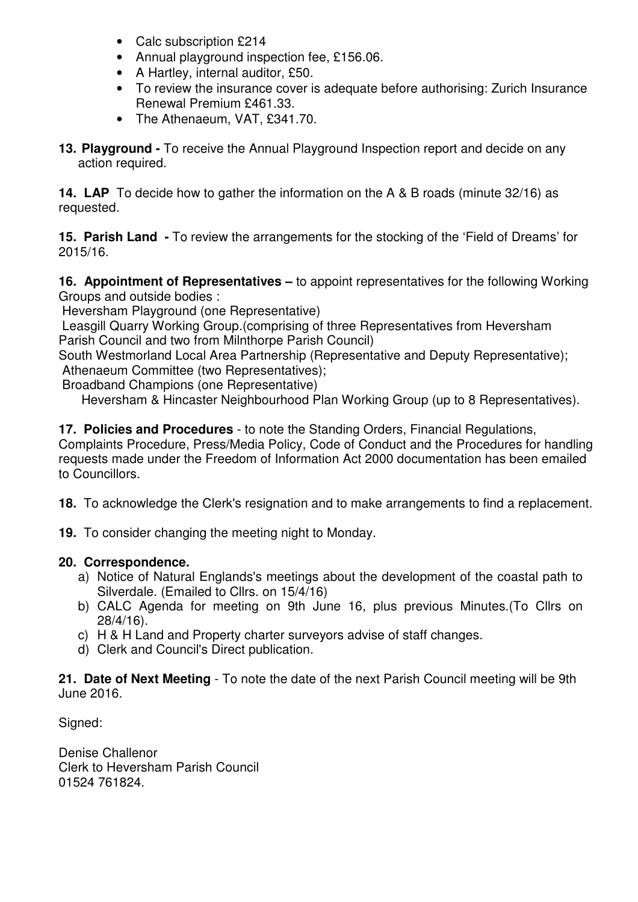- Calc subscription £214
- Annual playground inspection fee, £156.06.
- A Hartley, internal auditor, £50.
- To review the insurance cover is adequate before authorising: Zurich Insurance Renewal Premium £461.33.
- The Athenaeum, VAT, £341.70.

**13. Playground -** To receive the Annual Playground Inspection report and decide on any action required.

**14. LAP** To decide how to gather the information on the A & B roads (minute 32/16) as requested.

**15. Parish Land -** To review the arrangements for the stocking of the 'Field of Dreams' for 2015/16.

**16. Appointment of Representatives –** to appoint representatives for the following Working Groups and outside bodies :

Heversham Playground (one Representative)

Leasgill Quarry Working Group.(comprising of three Representatives from Heversham Parish Council and two from Milnthorpe Parish Council)

South Westmorland Local Area Partnership (Representative and Deputy Representative);

Athenaeum Committee (two Representatives);

Broadband Champions (one Representative)

Heversham & Hincaster Neighbourhood Plan Working Group (up to 8 Representatives).

**17. Policies and Procedures** - to note the Standing Orders, Financial Regulations, Complaints Procedure, Press/Media Policy, Code of Conduct and the Procedures for handling requests made under the Freedom of Information Act 2000 documentation has been emailed to Councillors.

**18.** To acknowledge the Clerk's resignation and to make arrangements to find a replacement.

**19.** To consider changing the meeting night to Monday.

**20. Correspondence.**

a) Notice of Natural Englands's meetings about the development of the coastal path to Silverdale. (Emailed to Cllrs. on 15/4/16)

b) CALC Agenda for meeting on 9th June 16, plus previous Minutes.(To Cllrs on 28/4/16).

c) H & H Land and Property charter surveyors advise of staff changes.

d) Clerk and Council's Direct publication.

**21. Date of Next Meeting** - To note the date of the next Parish Council meeting will be 9th June 2016.

Signed:

Denise Challenor
Clerk to Heversham Parish Council
01524 761824.